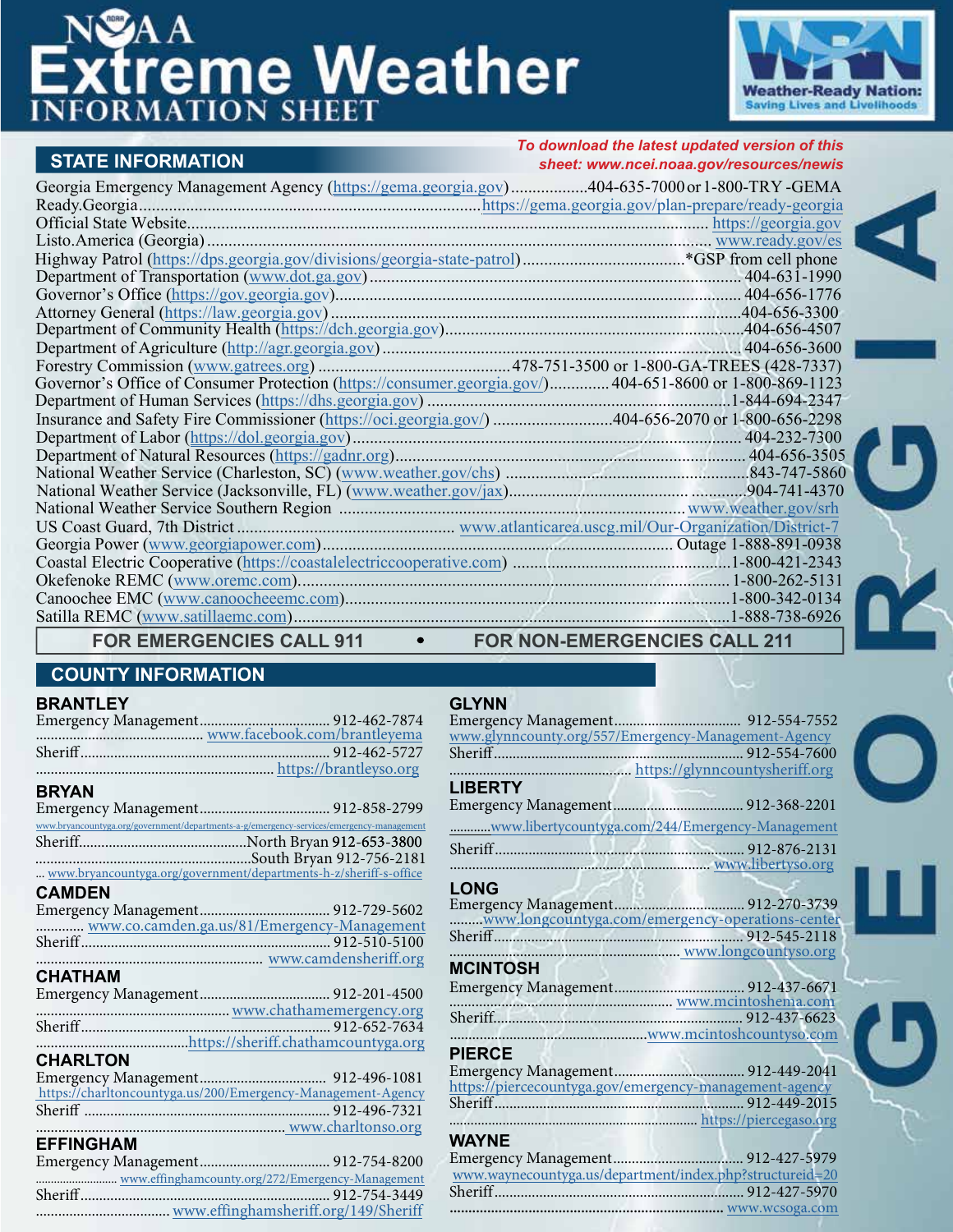# NOAA Extreme Weather INFORMATION SHEET

Weather-Ready Nation: Saving Lives and Livelihoods

*To download the latest updated version of this sheet: www.ncei.noaa.gov/resources/newis*

## STATE INFORMATION

GEORGIA

- Georgia Emergency Management Agency (https://gema.georgia.gov)..................404-635-7000 or 1-800-TRY -GEMA
- Ready.Georgia................ https://gema.georgia.gov/plan-prepare/ready-georgia
- Official State Website................ https://georgia.gov
- Listo.America (Georgia)................ www.ready.gov/es
- Highway Patrol (https://dps.georgia.gov/divisions/georgia-state-patrol)................*GSP from cell phone
- Department of Transportation (www.dot.ga.gov)................ 404-631-1990
- Governor's Office (https://gov.georgia.gov)................ 404-656-1776
- Attorney General (https://law.georgia.gov)................404-656-3300
- Department of Community Health (https://dch.georgia.gov)................404-656-4507
- Department of Agriculture (http://agr.georgia.gov)................ 404-656-3600
- Forestry Commission (www.gatrees.org)................478-751-3500 or 1-800-GA-TREES (428-7337)
- Governor's Office of Consumer Protection (https://consumer.georgia.gov/)................ 404-651-8600 or 1-800-869-1123
- Department of Human Services (https://dhs.georgia.gov)................1-844-694-2347
- Insurance and Safety Fire Commissioner (https://oci.georgia.gov/)................404-656-2070 or 1-800-656-2298
- Department of Labor (https://dol.georgia.gov)................ 404-232-7300
- Department of Natural Resources (https://gadnr.org)................ 404-656-3505
- National Weather Service (Charleston, SC) (www.weather.gov/chs)................843-747-5860
- National Weather Service (Jacksonville, FL) (www.weather.gov/jax)................904-741-4370
- National Weather Service Southern Region................ www.weather.gov/srh
- US Coast Guard, 7th District................ www.atlanticarea.uscg.mil/Our-Organization/District-7
- Georgia Power (www.georgiapower.com)................ Outage 1-888-891-0938
- Coastal Electric Cooperative (https://coastalelectriccooperative.com)................1-800-421-2343
- Okefenokee REMC (www.oremc.com)................ 1-800-262-5131
- Canoochee EMC (www.canoocheeemc.com)................1-800-342-0134
- Satilla REMC (www.satillaemc.com)................1-888-738-6926

**FOR EMERGENCIES CALL 911 • FOR NON-EMERGENCIES CALL 211**

## COUNTY INFORMATION

### BRANTLEY
- Emergency Management................ 912-462-7874
- www.facebook.com/brantleyema
- Sheriff................ 912-462-5727
- https://brantleyso.org

### BRYAN
- Emergency Management................ 912-858-2799
- www.bryancountyga.org/government/departments-a-g/emergency-services/emergency-management
- Sheriff................North Bryan 912-653-3800
- ................South Bryan 912-756-2181
- www.bryancountyga.org/government/departments-h-z/sheriff-s-office

### CAMDEN
- Emergency Management................ 912-729-5602
- www.co.camden.ga.us/81/Emergency-Management
- Sheriff................ 912-510-5100
- www.camdensheriff.org

### CHATHAM
- Emergency Management................ 912-201-4500
- www.chathamemergency.org
- Sheriff................ 912-652-7634
- https://sheriff.chathamcountyga.org

### CHARLTON
- Emergency Management................ 912-496-1081
- https://charltoncountyga.us/200/Emergency-Management-Agency
- Sheriff................ 912-496-7321
- www.charltonso.org

### EFFINGHAM
- Emergency Management................ 912-754-8200
- www.effinghamcounty.org/272/Emergency-Management
- Sheriff................ 912-754-3449
- www.effinghamsheriff.org/149/Sheriff

### GLYNN
- Emergency Management................ 912-554-7552
- www.glynncounty.org/557/Emergency-Management-Agency
- Sheriff................ 912-554-7600
- https://glynncountysheriff.org

### LIBERTY
- Emergency Management................ 912-368-2201
- www.libertycountyga.com/244/Emergency-Management
- Sheriff................ 912-876-2131
- www.libertyso.org

### LONG
- Emergency Management................ 912-270-3739
- www.longcountyga.com/emergency-operations-center
- Sheriff................ 912-545-2118
- www.longcountyso.org

### MCINTOSH
- Emergency Management................ 912-437-6671
- www.mcintoshema.com
- Sheriff................ 912-437-6623
- www.mcintoshcountyso.com

### PIERCE
- Emergency Management................ 912-449-2041
- https://piercecountyga.gov/emergency-management-agency
- Sheriff................ 912-449-2015
- https://piercegaso.org

### WAYNE
- Emergency Management................ 912-427-5979
- www.waynecountyga.us/department/index.php?structureid=20
- Sheriff................ 912-427-5970
- www.wcsoga.com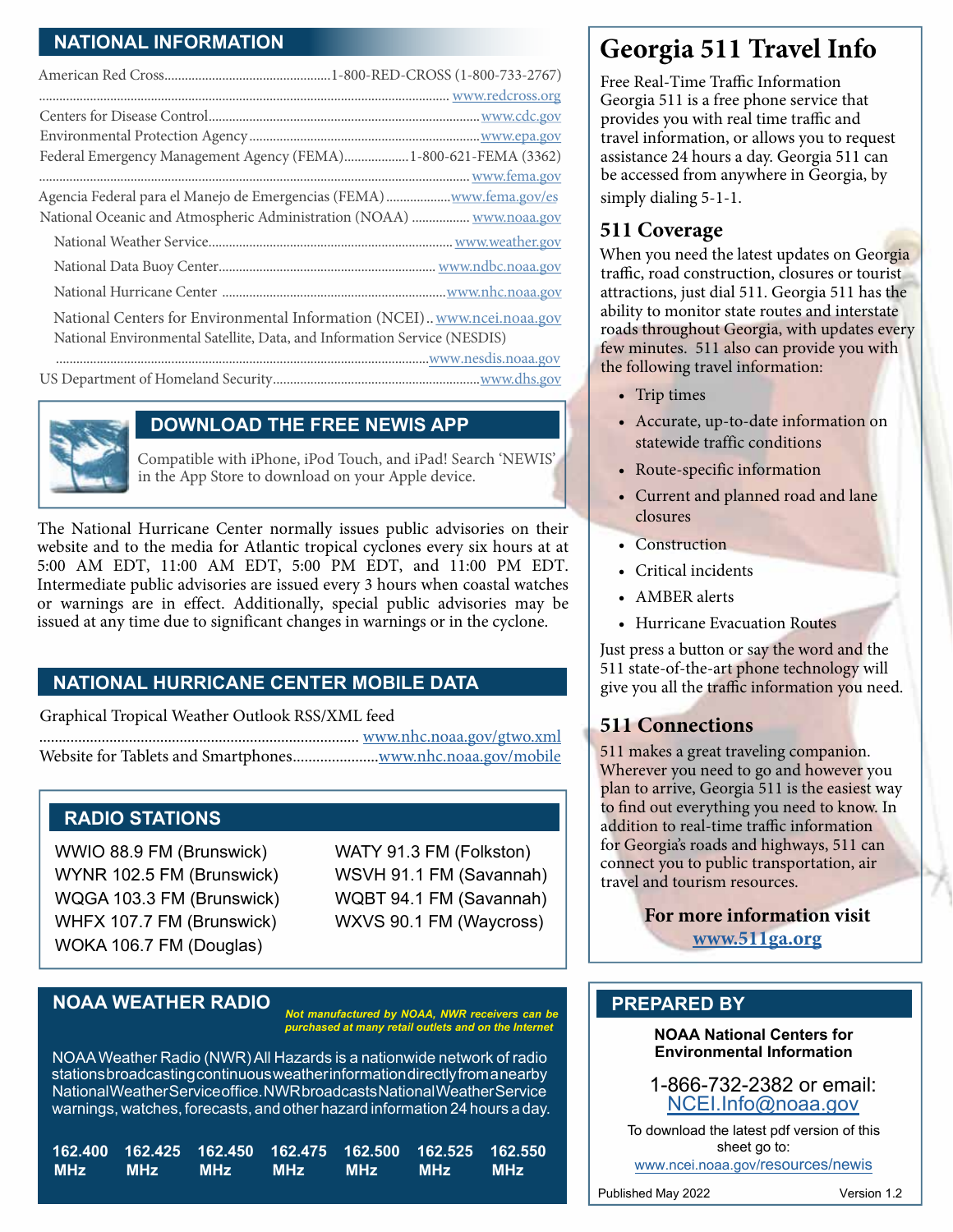## NATIONAL INFORMATION

American Red Cross.................................................1-800-RED-CROSS (1-800-733-2767) ........................................................................................................... www.redcross.org

Centers for Disease Control...............................................................................www.cdc.gov

Environmental Protection Agency....................................................................www.epa.gov

Federal Emergency Management Agency (FEMA)...................1-800-621-FEMA (3362) ................................................................................................................... www.fema.gov

Agencia Federal para el Manejo de Emergencias (FEMA)..................www.fema.gov/es

National Oceanic and Atmospheric Administration (NOAA) ................ www.noaa.gov

- National Weather Service...................................................................... www.weather.gov
- National Data Buoy Center................................................................ www.ndbc.noaa.gov
- National Hurricane Center ..................................................................www.nhc.noaa.gov
- National Centers for Environmental Information (NCEI).. www.ncei.noaa.gov
- National Environmental Satellite, Data, and Information Service (NESDIS) ...............................................................................................................www.nesdis.noaa.gov

US Department of Homeland Security............................................................www.dhs.gov

## DOWNLOAD THE FREE NEWIS APP

Compatible with iPhone, iPod Touch, and iPad! Search 'NEWIS' in the App Store to download on your Apple device.

The National Hurricane Center normally issues public advisories on their website and to the media for Atlantic tropical cyclones every six hours at at 5:00 AM EDT, 11:00 AM EDT, 5:00 PM EDT, and 11:00 PM EDT. Intermediate public advisories are issued every 3 hours when coastal watches or warnings are in effect. Additionally, special public advisories may be issued at any time due to significant changes in warnings or in the cyclone.

## NATIONAL HURRICANE CENTER MOBILE DATA

Graphical Tropical Weather Outlook RSS/XML feed .................................................................................. www.nhc.noaa.gov/gtwo.xml

Website for Tablets and Smartphones......................www.nhc.noaa.gov/mobile

## RADIO STATIONS

WWIO 88.9 FM (Brunswick)
WYNR 102.5 FM (Brunswick)
WQGA 103.3 FM (Brunswick)
WHFX 107.7 FM (Brunswick)
WOKA 106.7 FM (Douglas)
WATY 91.3 FM (Folkston)
WSVH 91.1 FM (Savannah)
WQBT 94.1 FM (Savannah)
WXVS 90.1 FM (Waycross)

## NOAA WEATHER RADIO

*Not manufactured by NOAA, NWR receivers can be purchased at many retail outlets and on the Internet*

NOAA Weather Radio (NWR) All Hazards is a nationwide network of radio stations broadcasting continuous weather information directly from a nearby National Weather Service office. NWR broadcasts National Weather Service warnings, watches, forecasts, and other hazard information 24 hours a day.

**162.400 MHz** | **162.425 MHz** | **162.450 MHz** | **162.475 MHz** | **162.500 MHz** | **162.525 MHz** | **162.550 MHz**

# Georgia 511 Travel Info

Free Real-Time Traffic Information
Georgia 511 is a free phone service that provides you with real time traffic and travel information, or allows you to request assistance 24 hours a day. Georgia 511 can be accessed from anywhere in Georgia, by simply dialing 5-1-1.

## 511 Coverage

When you need the latest updates on Georgia traffic, road construction, closures or tourist attractions, just dial 511. Georgia 511 has the ability to monitor state routes and interstate roads throughout Georgia, with updates every few minutes. 511 also can provide you with the following travel information:

- Trip times
- Accurate, up-to-date information on statewide traffic conditions
- Route-specific information
- Current and planned road and lane closures
- Construction
- Critical incidents
- AMBER alerts
- Hurricane Evacuation Routes

Just press a button or say the word and the 511 state-of-the-art phone technology will give you all the traffic information you need.

## 511 Connections

511 makes a great traveling companion. Wherever you need to go and however you plan to arrive, Georgia 511 is the easiest way to find out everything you need to know. In addition to real-time traffic information for Georgia's roads and highways, 511 can connect you to public transportation, air travel and tourism resources.

**For more information visit www.511ga.org**

## PREPARED BY

**NOAA National Centers for Environmental Information**

1-866-732-2382 or email: NCEI.Info@noaa.gov

To download the latest pdf version of this sheet go to: www.ncei.noaa.gov/resources/newis

Published May 2022 Version 1.2